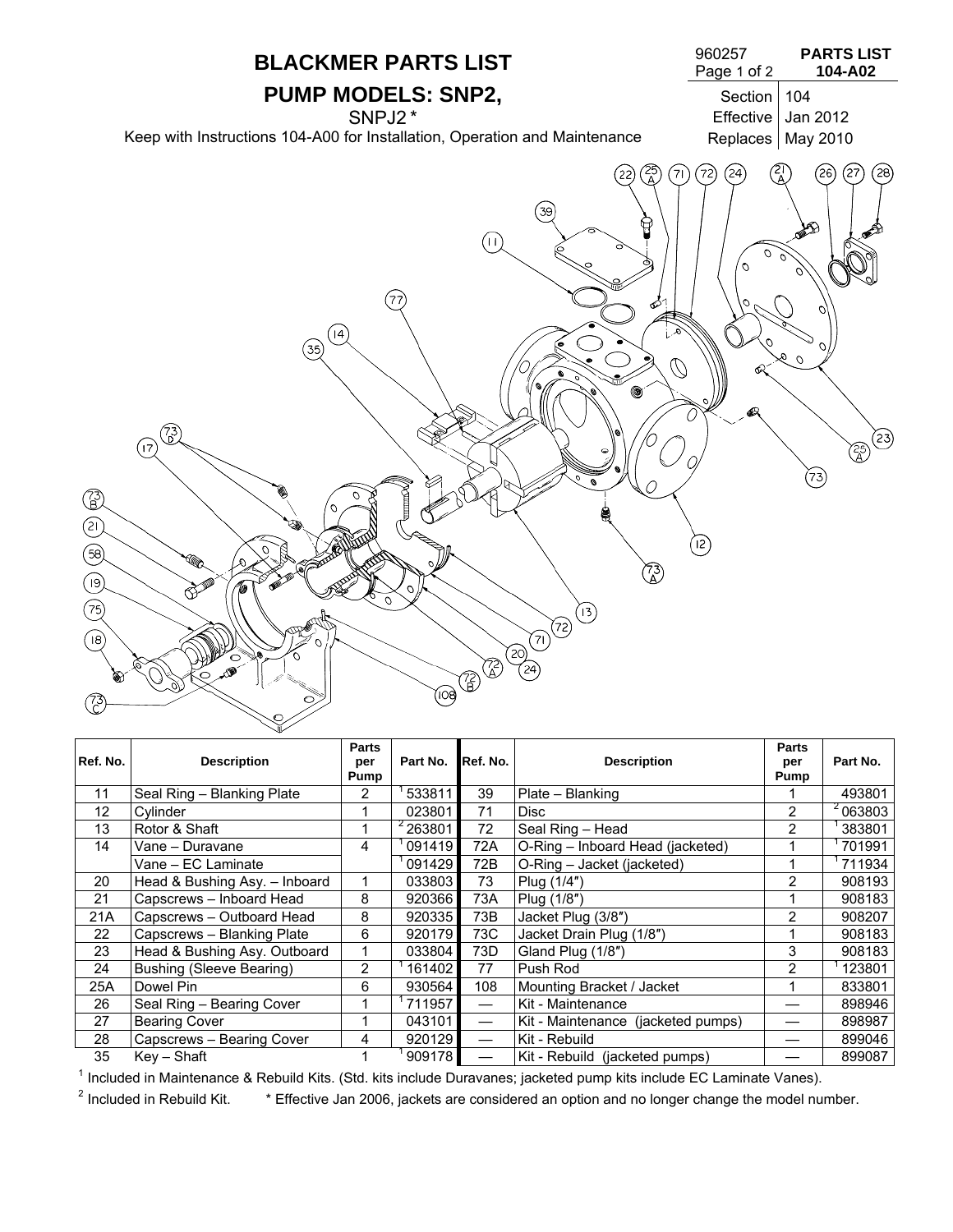# BLACKMER PARTS LIST

## PUMP MODELS: SNP2,

SNPJ2 *

Keep with Instructions 104-A00 for Installation, Operation and Maintenance

960257
Page 1 of 2

**PARTS LIST**
**104-A02**

| Section | 104 |
|---|---|
| Effective | Jan 2012 |
| Replaces | May 2010 |

| Ref. No. | Description | Parts per Pump | Part No. | Ref. No. | Description | Parts per Pump | Part No. |
|---|---|---|---|---|---|---|---|
| 11 | Seal Ring – Blanking Plate | 2 | [1] 533811 | 39 | Plate – Blanking | 1 | 493801 |
| 12 | Cylinder | 1 | 023801 | 71 | Disc | 2 | [2] 063803 |
| 13 | Rotor & Shaft | 1 | [2] 263801 | 72 | Seal Ring – Head | 2 | [1] 383801 |
| 14 | Vane – Duravane | 4 | [1] 091419 | 72A | O-Ring – Inboard Head (jacketed) | 1 | [1] 701991 |
| | Vane – EC Laminate | | [1] 091429 | 72B | O-Ring – Jacket (jacketed) | 1 | [1] 711934 |
| 20 | Head & Bushing Asy. – Inboard | 1 | 033803 | 73 | Plug (1/4″) | 2 | 908193 |
| 21 | Capscrews – Inboard Head | 8 | 920366 | 73A | Plug (1/8″) | 1 | 908183 |
| 21A | Capscrews – Outboard Head | 8 | 920335 | 73B | Jacket Plug (3/8″) | 2 | 908207 |
| 22 | Capscrews – Blanking Plate | 6 | 920179 | 73C | Jacket Drain Plug (1/8″) | 1 | 908183 |
| 23 | Head & Bushing Asy. Outboard | 1 | 033804 | 73D | Gland Plug (1/8″) | 3 | 908183 |
| 24 | Bushing (Sleeve Bearing) | 2 | [1] 161402 | 77 | Push Rod | 2 | [1] 123801 |
| 25A | Dowel Pin | 6 | 930564 | 108 | Mounting Bracket / Jacket | 1 | 833801 |
| 26 | Seal Ring – Bearing Cover | 1 | [1] 711957 | — | Kit - Maintenance | — | 898946 |
| 27 | Bearing Cover | 1 | 043101 | — | Kit - Maintenance (jacketed pumps) | — | 898987 |
| 28 | Capscrews – Bearing Cover | 4 | 920129 | — | Kit - Rebuild | — | 899046 |
| 35 | Key – Shaft | 1 | [1] 909178 | — | Kit - Rebuild (jacketed pumps) | — | 899087 |

[1] Included in Maintenance & Rebuild Kits. (Std. kits include Duravanes; jacketed pump kits include EC Laminate Vanes).

[2] Included in Rebuild Kit. * Effective Jan 2006, jackets are considered an option and no longer change the model number.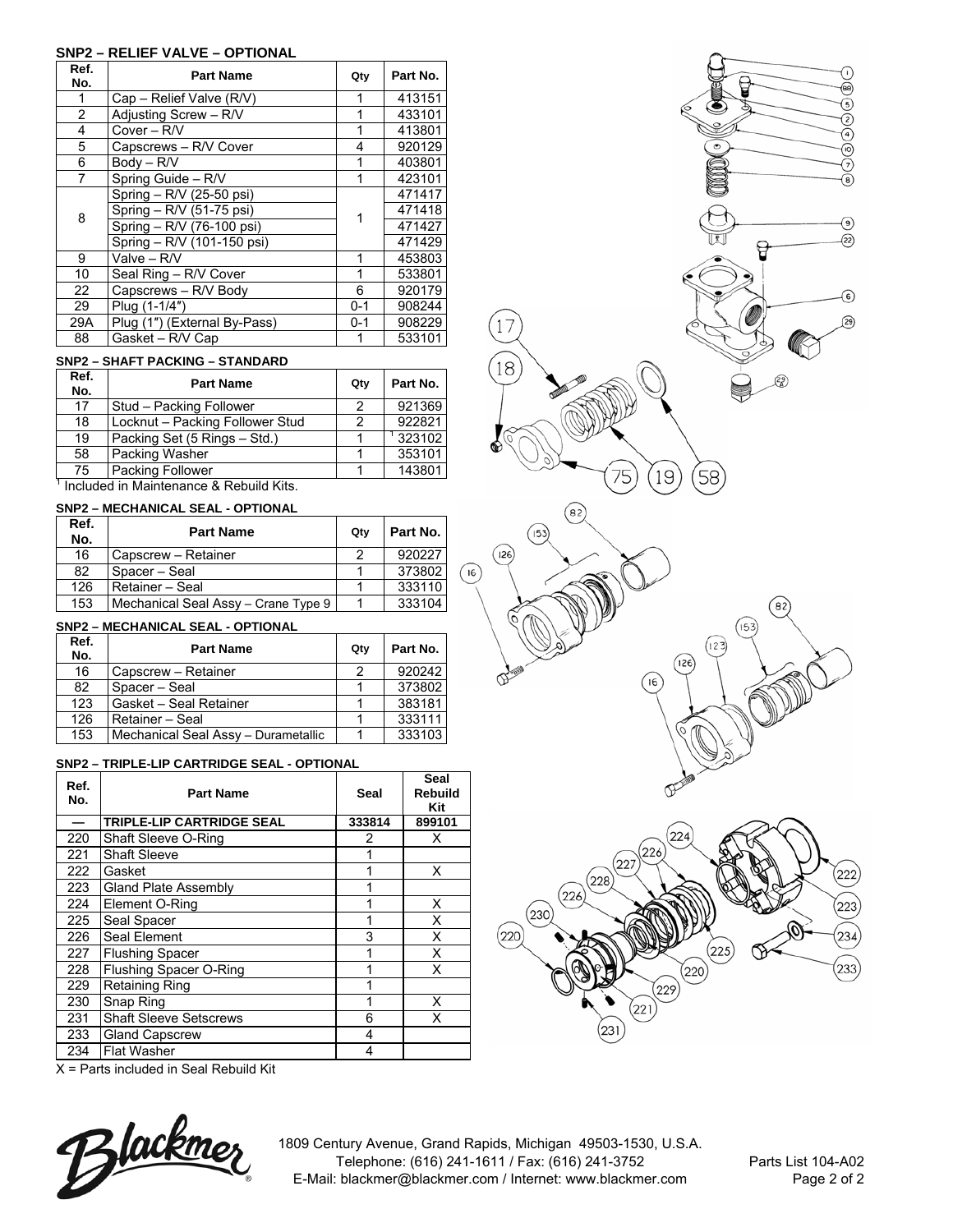## SNP2 – RELIEF VALVE – OPTIONAL

| Ref. No. | Part Name | Qty | Part No. |
|---|---|---|---|
| 1 | Cap – Relief Valve (R/V) | 1 | 413151 |
| 2 | Adjusting Screw – R/V | 1 | 433101 |
| 4 | Cover – R/V | 1 | 413801 |
| 5 | Capscrews – R/V Cover | 4 | 920129 |
| 6 | Body – R/V | 1 | 403801 |
| 7 | Spring Guide – R/V | 1 | 423101 |
| 8 | Spring – R/V (25-50 psi) | 1 | 471417 |
| | Spring – R/V (51-75 psi) | | 471418 |
| | Spring – R/V (76-100 psi) | | 471427 |
| | Spring – R/V (101-150 psi) | | 471429 |
| 9 | Valve – R/V | 1 | 453803 |
| 10 | Seal Ring – R/V Cover | 1 | 533801 |
| 22 | Capscrews – R/V Body | 6 | 920179 |
| 29 | Plug (1-1/4″) | 0-1 | 908244 |
| 29A | Plug (1″) (External By-Pass) | 0-1 | 908229 |
| 88 | Gasket – R/V Cap | 1 | 533101 |

## SNP2 – SHAFT PACKING – STANDARD

| Ref. No. | Part Name | Qty | Part No. |
|---|---|---|---|
| 17 | Stud – Packing Follower | 2 | 921369 |
| 18 | Locknut – Packing Follower Stud | 2 | 922821 |
| 19 | Packing Set (5 Rings – Std.) | 1 | [1] 323102 |
| 58 | Packing Washer | 1 | 353101 |
| 75 | Packing Follower | 1 | 143801 |

[1] Included in Maintenance & Rebuild Kits.

## SNP2 – MECHANICAL SEAL - OPTIONAL

| Ref. No. | Part Name | Qty | Part No. |
|---|---|---|---|
| 16 | Capscrew – Retainer | 2 | 920227 |
| 82 | Spacer – Seal | 1 | 373802 |
| 126 | Retainer – Seal | 1 | 333110 |
| 153 | Mechanical Seal Assy – Crane Type 9 | 1 | 333104 |

## SNP2 – MECHANICAL SEAL - OPTIONAL

| Ref. No. | Part Name | Qty | Part No. |
|---|---|---|---|
| 16 | Capscrew – Retainer | 2 | 920242 |
| 82 | Spacer – Seal | 1 | 373802 |
| 123 | Gasket – Seal Retainer | 1 | 383181 |
| 126 | Retainer – Seal | 1 | 333111 |
| 153 | Mechanical Seal Assy – Durametallic | 1 | 333103 |

## SNP2 – TRIPLE-LIP CARTRIDGE SEAL - OPTIONAL

| Ref. No. | Part Name | Seal | Seal Rebuild Kit |
|---|---|---|---|
| — | **TRIPLE-LIP CARTRIDGE SEAL** | **333814** | **899101** |
| 220 | Shaft Sleeve O-Ring | 2 | X |
| 221 | Shaft Sleeve | 1 | |
| 222 | Gasket | 1 | X |
| 223 | Gland Plate Assembly | 1 | |
| 224 | Element O-Ring | 1 | X |
| 225 | Seal Spacer | 1 | X |
| 226 | Seal Element | 3 | X |
| 227 | Flushing Spacer | 1 | X |
| 228 | Flushing Spacer O-Ring | 1 | X |
| 229 | Retaining Ring | 1 | |
| 230 | Snap Ring | 1 | X |
| 231 | Shaft Sleeve Setscrews | 6 | X |
| 233 | Gland Capscrew | 4 | |
| 234 | Flat Washer | 4 | |

X = Parts included in Seal Rebuild Kit

Blackmer

1809 Century Avenue, Grand Rapids, Michigan 49503-1530, U.S.A.
Telephone: (616) 241-1611 / Fax: (616) 241-3752
E-Mail: blackmer@blackmer.com / Internet: www.blackmer.com

Parts List 104-A02